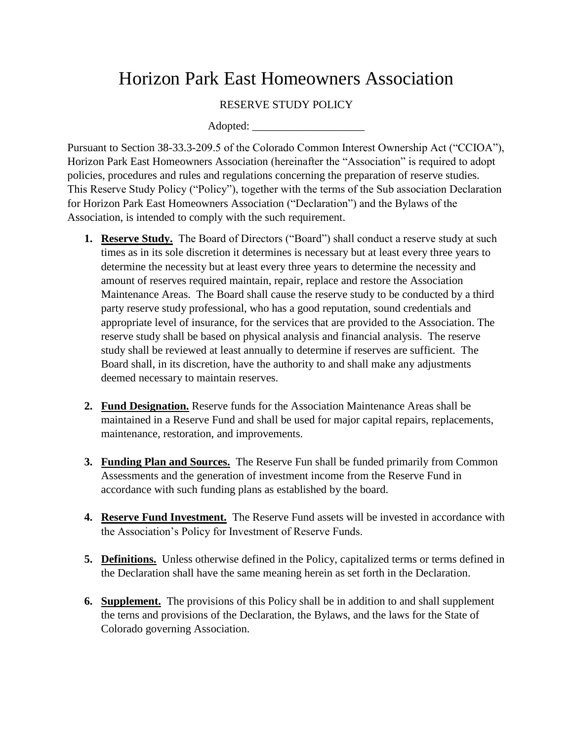# Horizon Park East Homeowners Association

RESERVE STUDY POLICY

Adopted: ____________________

Pursuant to Section 38-33.3-209.5 of the Colorado Common Interest Ownership Act ("CCIOA"), Horizon Park East Homeowners Association (hereinafter the "Association" is required to adopt policies, procedures and rules and regulations concerning the preparation of reserve studies. This Reserve Study Policy ("Policy"), together with the terms of the Sub association Declaration for Horizon Park East Homeowners Association ("Declaration") and the Bylaws of the Association, is intended to comply with the such requirement.

1. **Reserve Study.** The Board of Directors ("Board") shall conduct a reserve study at such times as in its sole discretion it determines is necessary but at least every three years to determine the necessity but at least every three years to determine the necessity and amount of reserves required maintain, repair, replace and restore the Association Maintenance Areas. The Board shall cause the reserve study to be conducted by a third party reserve study professional, who has a good reputation, sound credentials and appropriate level of insurance, for the services that are provided to the Association. The reserve study shall be based on physical analysis and financial analysis. The reserve study shall be reviewed at least annually to determine if reserves are sufficient. The Board shall, in its discretion, have the authority to and shall make any adjustments deemed necessary to maintain reserves.

2. **Fund Designation.** Reserve funds for the Association Maintenance Areas shall be maintained in a Reserve Fund and shall be used for major capital repairs, replacements, maintenance, restoration, and improvements.

3. **Funding Plan and Sources.** The Reserve Fun shall be funded primarily from Common Assessments and the generation of investment income from the Reserve Fund in accordance with such funding plans as established by the board.

4. **Reserve Fund Investment.** The Reserve Fund assets will be invested in accordance with the Association's Policy for Investment of Reserve Funds.

5. **Definitions.** Unless otherwise defined in the Policy, capitalized terms or terms defined in the Declaration shall have the same meaning herein as set forth in the Declaration.

6. **Supplement.** The provisions of this Policy shall be in addition to and shall supplement the terns and provisions of the Declaration, the Bylaws, and the laws for the State of Colorado governing Association.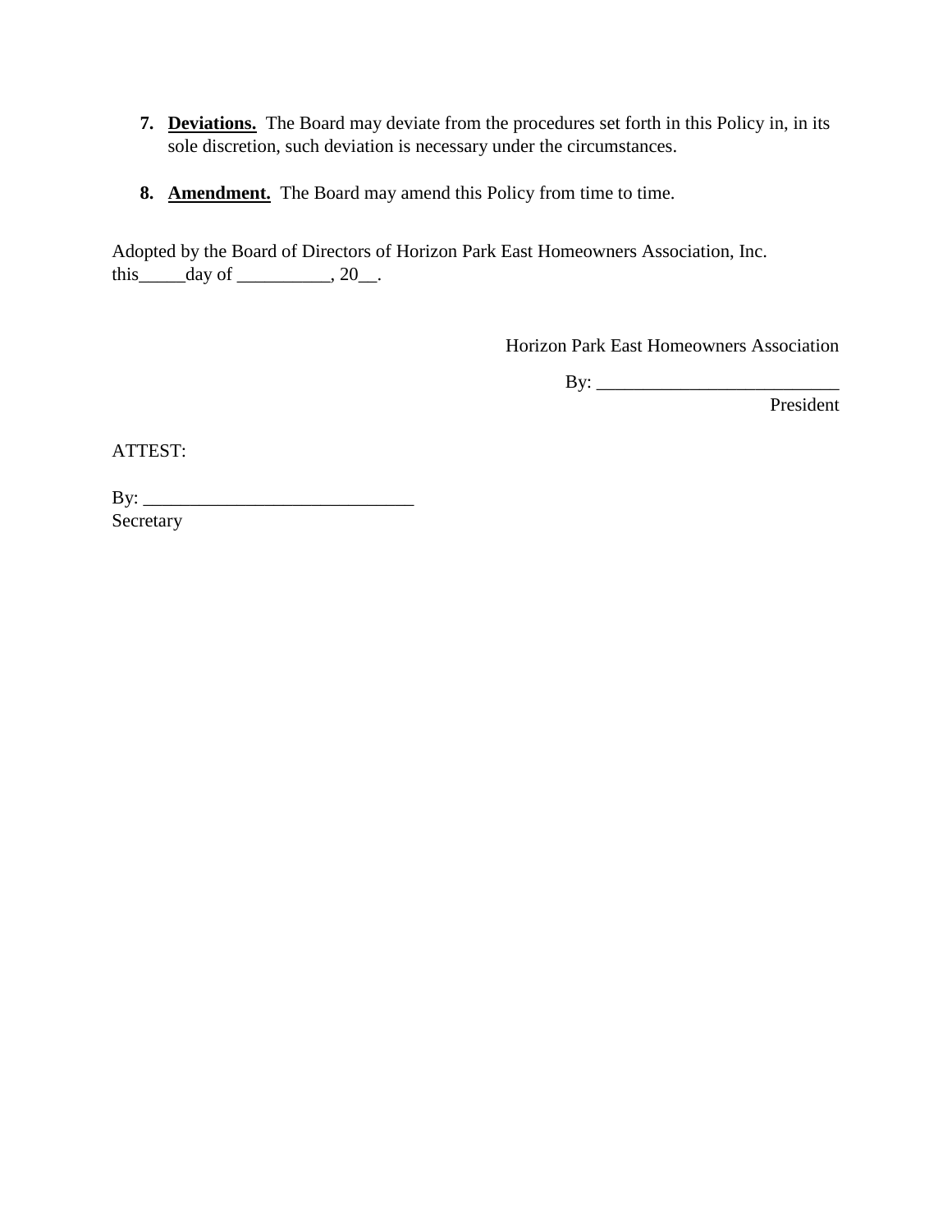7. **Deviations.** The Board may deviate from the procedures set forth in this Policy in, in its sole discretion, such deviation is necessary under the circumstances.

8. **Amendment.** The Board may amend this Policy from time to time.

Adopted by the Board of Directors of Horizon Park East Homeowners Association, Inc. this_____day of __________, 20__.

Horizon Park East Homeowners Association

By: __________________________
President

ATTEST:

By: _____________________________
Secretary